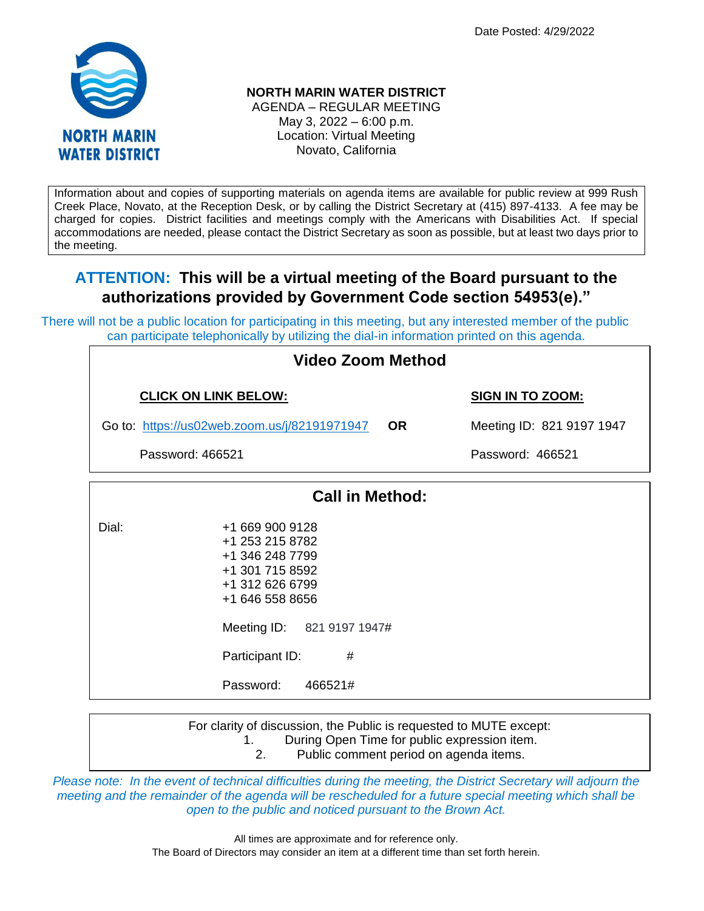Date Posted: 4/29/2022

NORTH MARIN WATER DISTRICT

# NORTH MARIN WATER DISTRICT

AGENDA – REGULAR MEETING
May 3, 2022 – 6:00 p.m.
Location: Virtual Meeting
Novato, California

Information about and copies of supporting materials on agenda items are available for public review at 999 Rush Creek Place, Novato, at the Reception Desk, or by calling the District Secretary at (415) 897-4133. A fee may be charged for copies. District facilities and meetings comply with the Americans with Disabilities Act. If special accommodations are needed, please contact the District Secretary as soon as possible, but at least two days prior to the meeting.

## ATTENTION: This will be a virtual meeting of the Board pursuant to the authorizations provided by Government Code section 54953(e)."

There will not be a public location for participating in this meeting, but any interested member of the public can participate telephonically by utilizing the dial-in information printed on this agenda.

### Video Zoom Method

| CLICK ON LINK BELOW: | | SIGN IN TO ZOOM: |
|---|---|---|
| Go to: https://us02web.zoom.us/j/82191971947 | OR | Meeting ID: 821 9197 1947 |
| Password: 466521 | | Password: 466521 |

### Call in Method:

Dial:
+1 669 900 9128
+1 253 215 8782
+1 346 248 7799
+1 301 715 8592
+1 312 626 6799
+1 646 558 8656

Meeting ID: 821 9197 1947#

Participant ID: #

Password: 466521#

For clarity of discussion, the Public is requested to MUTE except:

1. During Open Time for public expression item.
2. Public comment period on agenda items.

*Please note: In the event of technical difficulties during the meeting, the District Secretary will adjourn the meeting and the remainder of the agenda will be rescheduled for a future special meeting which shall be open to the public and noticed pursuant to the Brown Act.*

All times are approximate and for reference only.
The Board of Directors may consider an item at a different time than set forth herein.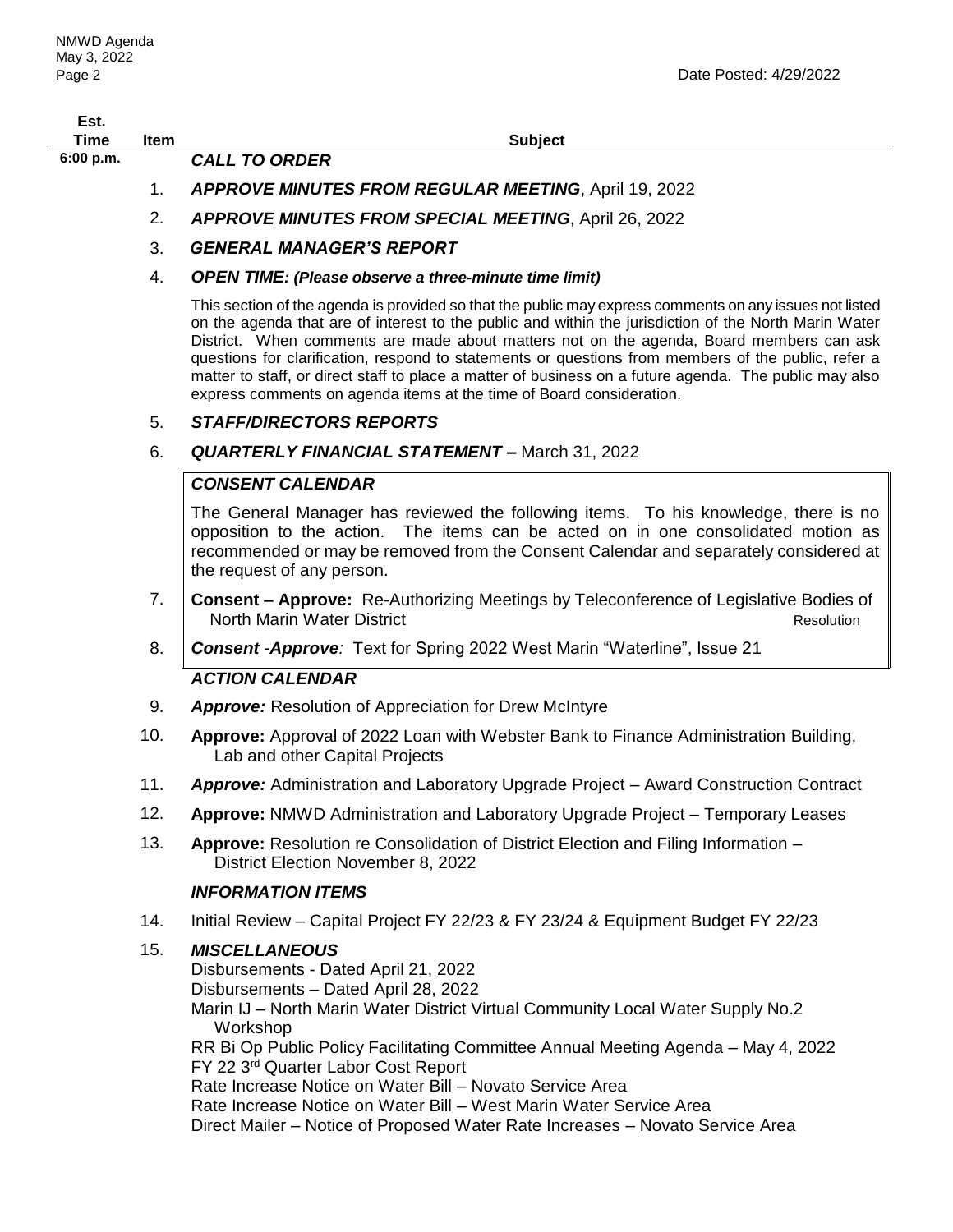| Est. Time | Item | Subject |
|---|---|---|
| 6:00 p.m. | | ***CALL TO ORDER*** |
| | 1. | ***APPROVE MINUTES FROM REGULAR MEETING***, April 19, 2022 |
| | 2. | ***APPROVE MINUTES FROM SPECIAL MEETING***, April 26, 2022 |
| | 3. | ***GENERAL MANAGER'S REPORT*** |
| | 4. | ***OPEN TIME: (Please observe a three-minute time limit)*** |

This section of the agenda is provided so that the public may express comments on any issues not listed on the agenda that are of interest to the public and within the jurisdiction of the North Marin Water District. When comments are made about matters not on the agenda, Board members can ask questions for clarification, respond to statements or questions from members of the public, refer a matter to staff, or direct staff to place a matter of business on a future agenda. The public may also express comments on agenda items at the time of Board consideration.

5. ***STAFF/DIRECTORS REPORTS***
6. ***QUARTERLY FINANCIAL STATEMENT –*** March 31, 2022

***CONSENT CALENDAR***

The General Manager has reviewed the following items. To his knowledge, there is no opposition to the action. The items can be acted on in one consolidated motion as recommended or may be removed from the Consent Calendar and separately considered at the request of any person.

7. **Consent – Approve:** Re-Authorizing Meetings by Teleconference of Legislative Bodies of North Marin Water District — Resolution
8. ***Consent -Approve:*** Text for Spring 2022 West Marin "Waterline", Issue 21

***ACTION CALENDAR***

9. ***Approve:*** Resolution of Appreciation for Drew McIntyre
10. **Approve:** Approval of 2022 Loan with Webster Bank to Finance Administration Building, Lab and other Capital Projects
11. ***Approve:*** Administration and Laboratory Upgrade Project – Award Construction Contract
12. **Approve:** NMWD Administration and Laboratory Upgrade Project – Temporary Leases
13. **Approve:** Resolution re Consolidation of District Election and Filing Information – District Election November 8, 2022

***INFORMATION ITEMS***

14. Initial Review – Capital Project FY 22/23 & FY 23/24 & Equipment Budget FY 22/23
15. ***MISCELLANEOUS***

Disbursements - Dated April 21, 2022
Disbursements – Dated April 28, 2022
Marin IJ – North Marin Water District Virtual Community Local Water Supply No.2 Workshop
RR Bi Op Public Policy Facilitating Committee Annual Meeting Agenda – May 4, 2022
FY 22 3rd Quarter Labor Cost Report
Rate Increase Notice on Water Bill – Novato Service Area
Rate Increase Notice on Water Bill – West Marin Water Service Area
Direct Mailer – Notice of Proposed Water Rate Increases – Novato Service Area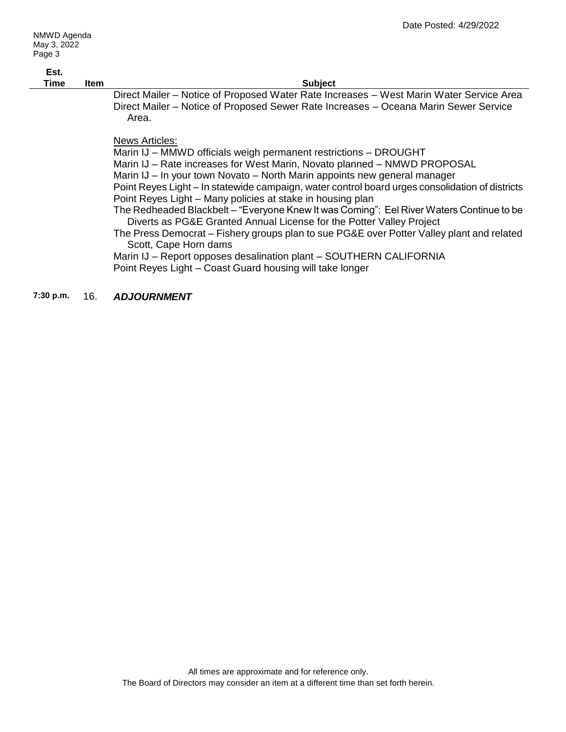| Est. Time | Item | Subject |
|---|---|---|
| | | Direct Mailer – Notice of Proposed Water Rate Increases – West Marin Water Service Area |
| | | Direct Mailer – Notice of Proposed Sewer Rate Increases – Oceana Marin Sewer Service Area. |
| | | News Articles: |
| | | Marin IJ – MMWD officials weigh permanent restrictions – DROUGHT |
| | | Marin IJ – Rate increases for West Marin, Novato planned – NMWD PROPOSAL |
| | | Marin IJ – In your town Novato – North Marin appoints new general manager |
| | | Point Reyes Light – In statewide campaign, water control board urges consolidation of districts |
| | | Point Reyes Light – Many policies at stake in housing plan |
| | | The Redheaded Blackbelt – "Everyone Knew It was Coming": Eel River Waters Continue to be Diverts as PG&E Granted Annual License for the Potter Valley Project |
| | | The Press Democrat – Fishery groups plan to sue PG&E over Potter Valley plant and related Scott, Cape Horn dams |
| | | Marin IJ – Report opposes desalination plant – SOUTHERN CALIFORNIA |
| | | Point Reyes Light – Coast Guard housing will take longer |
| 7:30 p.m. | 16. | ***ADJOURNMENT*** |

All times are approximate and for reference only.
The Board of Directors may consider an item at a different time than set forth herein.